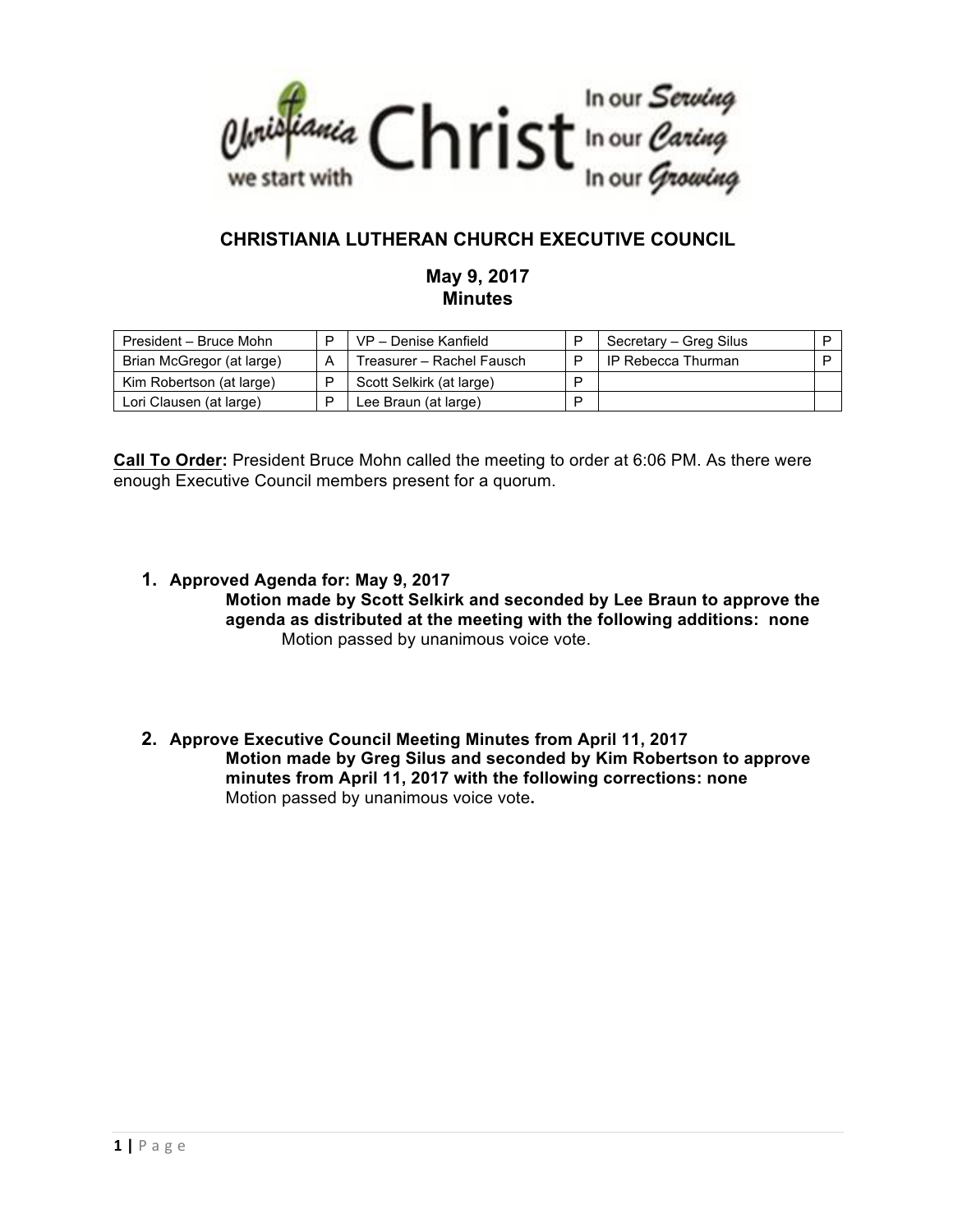Christiania we start with Christ — In our Serving, In our Caring, In our Growing

## CHRISTIANIA LUTHERAN CHURCH EXECUTIVE COUNCIL

### May 9, 2017
### Minutes

| President – Bruce Mohn | P | VP – Denise Kanfield | P | Secretary – Greg Silus | P |
|---|---|---|---|---|---|
| Brian McGregor (at large) | A | Treasurer – Rachel Fausch | P | IP Rebecca Thurman | P |
| Kim Robertson (at large) | P | Scott Selkirk (at large) | P | | |
| Lori Clausen (at large) | P | Lee Braun (at large) | P | | |

**Call To Order:** President Bruce Mohn called the meeting to order at 6:06 PM. As there were enough Executive Council members present for a quorum.

1. **Approved Agenda for: May 9, 2017**
   **Motion made by Scott Selkirk and seconded by Lee Braun to approve the agenda as distributed at the meeting with the following additions: none**
   Motion passed by unanimous voice vote.

2. **Approve Executive Council Meeting Minutes from April 11, 2017**
   **Motion made by Greg Silus and seconded by Kim Robertson to approve minutes from April 11, 2017 with the following corrections: none**
   Motion passed by unanimous voice vote.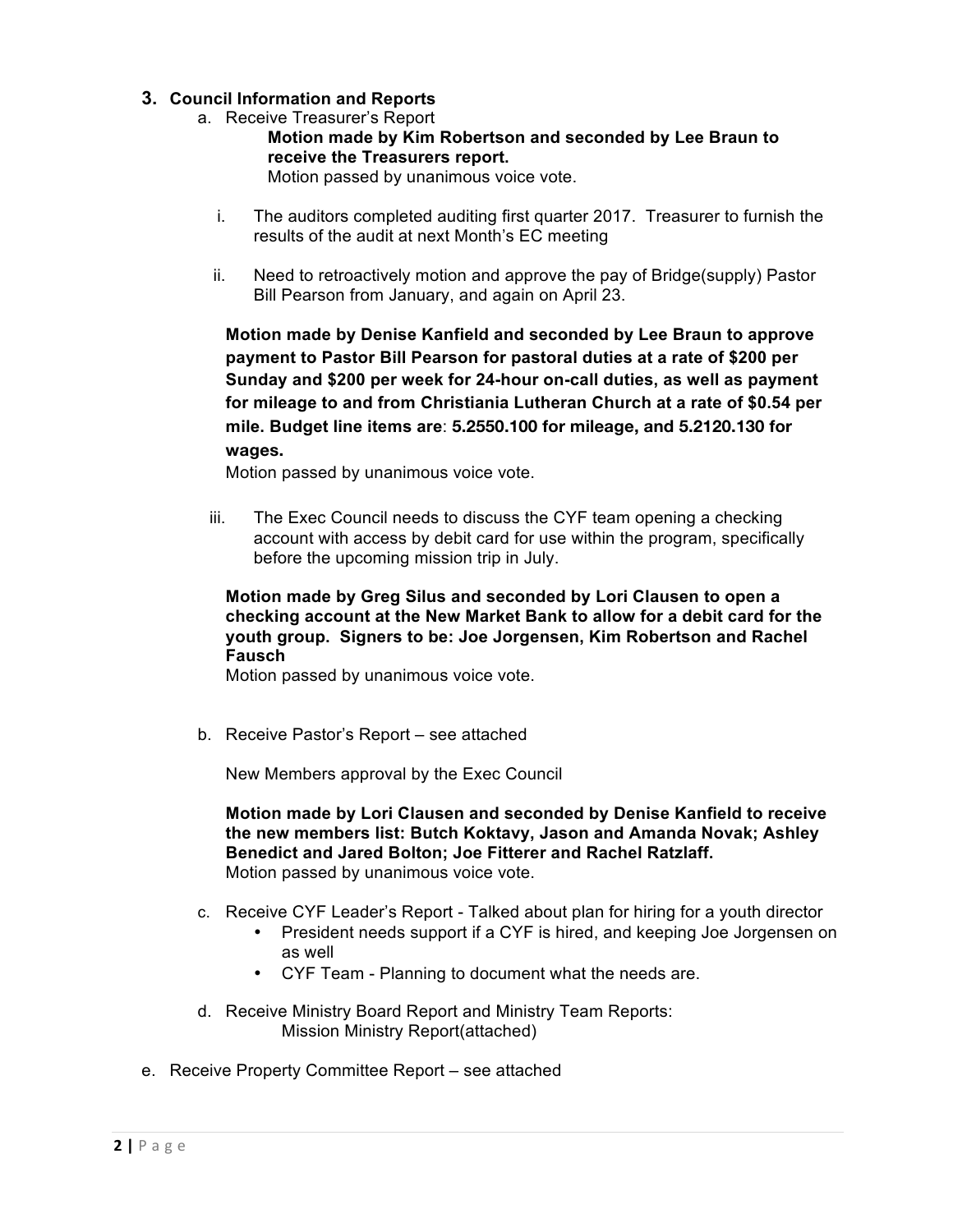3. **Council Information and Reports**

   a. Receive Treasurer's Report

      **Motion made by Kim Robertson and seconded by Lee Braun to receive the Treasurers report.**
      Motion passed by unanimous voice vote.

      i. The auditors completed auditing first quarter 2017. Treasurer to furnish the results of the audit at next Month's EC meeting

      ii. Need to retroactively motion and approve the pay of Bridge(supply) Pastor Bill Pearson from January, and again on April 23.

      **Motion made by Denise Kanfield and seconded by Lee Braun to approve payment to Pastor Bill Pearson for pastoral duties at a rate of $200 per Sunday and $200 per week for 24-hour on-call duties, as well as payment for mileage to and from Christiania Lutheran Church at a rate of $0.54 per mile. Budget line items are**: **5.2550.100 for mileage, and 5.2120.130 for wages.**
      Motion passed by unanimous voice vote.

      iii. The Exec Council needs to discuss the CYF team opening a checking account with access by debit card for use within the program, specifically before the upcoming mission trip in July.

      **Motion made by Greg Silus and seconded by Lori Clausen to open a checking account at the New Market Bank to allow for a debit card for the youth group. Signers to be: Joe Jorgensen, Kim Robertson and Rachel Fausch**
      Motion passed by unanimous voice vote.

   b. Receive Pastor's Report – see attached

      New Members approval by the Exec Council

      **Motion made by Lori Clausen and seconded by Denise Kanfield to receive the new members list: Butch Koktavy, Jason and Amanda Novak; Ashley Benedict and Jared Bolton; Joe Fitterer and Rachel Ratzlaff.**
      Motion passed by unanimous voice vote.

   c. Receive CYF Leader's Report - Talked about plan for hiring for a youth director
      - President needs support if a CYF is hired, and keeping Joe Jorgensen on as well
      - CYF Team - Planning to document what the needs are.

   d. Receive Ministry Board Report and Ministry Team Reports:
      Mission Ministry Report(attached)

   e. Receive Property Committee Report – see attached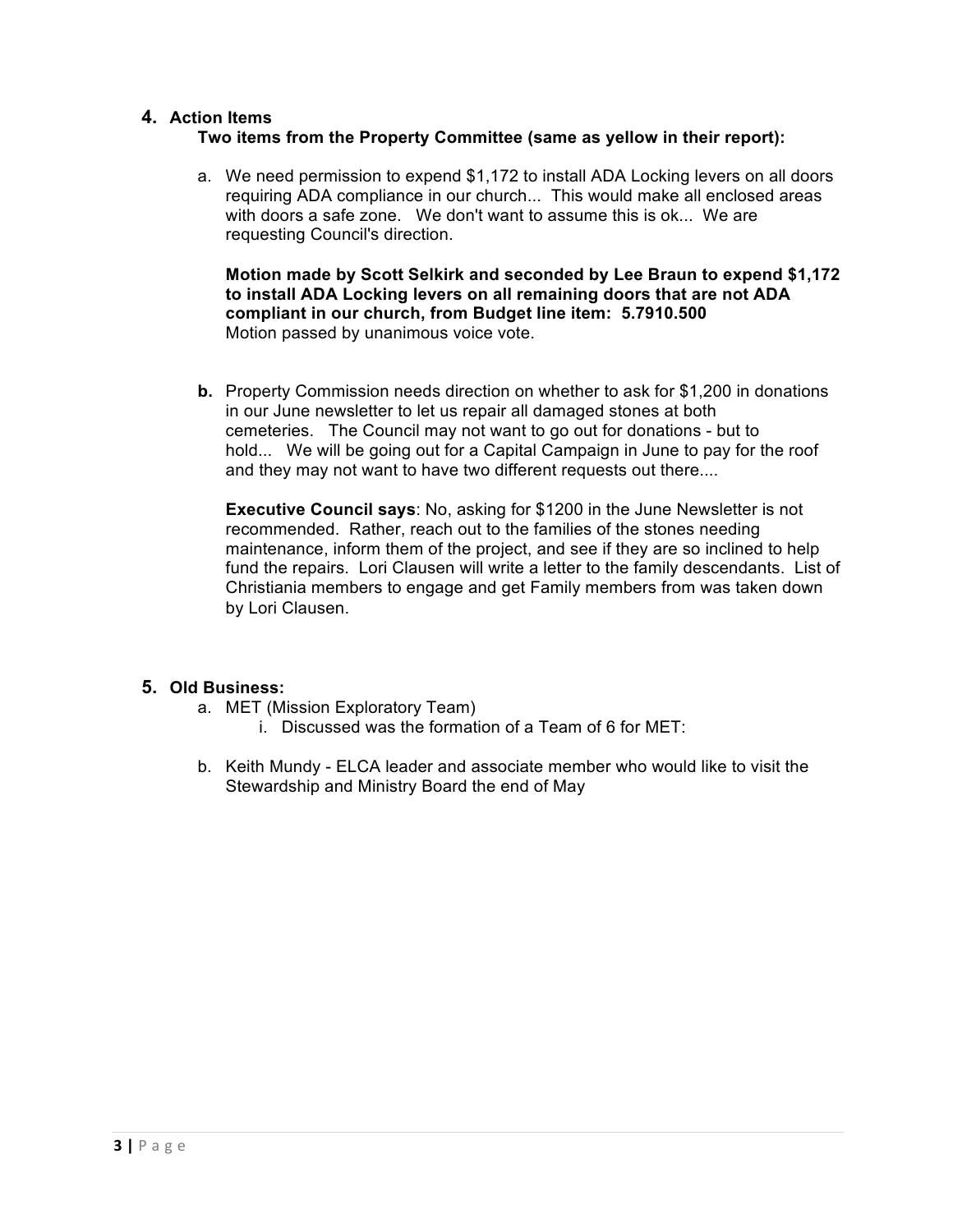## 4. Action Items

**Two items from the Property Committee (same as yellow in their report):**

a. We need permission to expend $1,172 to install ADA Locking levers on all doors requiring ADA compliance in our church... This would make all enclosed areas with doors a safe zone. We don't want to assume this is ok... We are requesting Council's direction.

   **Motion made by Scott Selkirk and seconded by Lee Braun to expend $1,172 to install ADA Locking levers on all remaining doors that are not ADA compliant in our church, from Budget line item: 5.7910.500**
   Motion passed by unanimous voice vote.

**b.** Property Commission needs direction on whether to ask for $1,200 in donations in our June newsletter to let us repair all damaged stones at both cemeteries. The Council may not want to go out for donations - but to hold... We will be going out for a Capital Campaign in June to pay for the roof and they may not want to have two different requests out there....

   **Executive Council says**: No, asking for $1200 in the June Newsletter is not recommended. Rather, reach out to the families of the stones needing maintenance, inform them of the project, and see if they are so inclined to help fund the repairs. Lori Clausen will write a letter to the family descendants. List of Christiania members to engage and get Family members from was taken down by Lori Clausen.

## 5. Old Business:

a. MET (Mission Exploratory Team)
   i. Discussed was the formation of a Team of 6 for MET:

b. Keith Mundy - ELCA leader and associate member who would like to visit the Stewardship and Ministry Board the end of May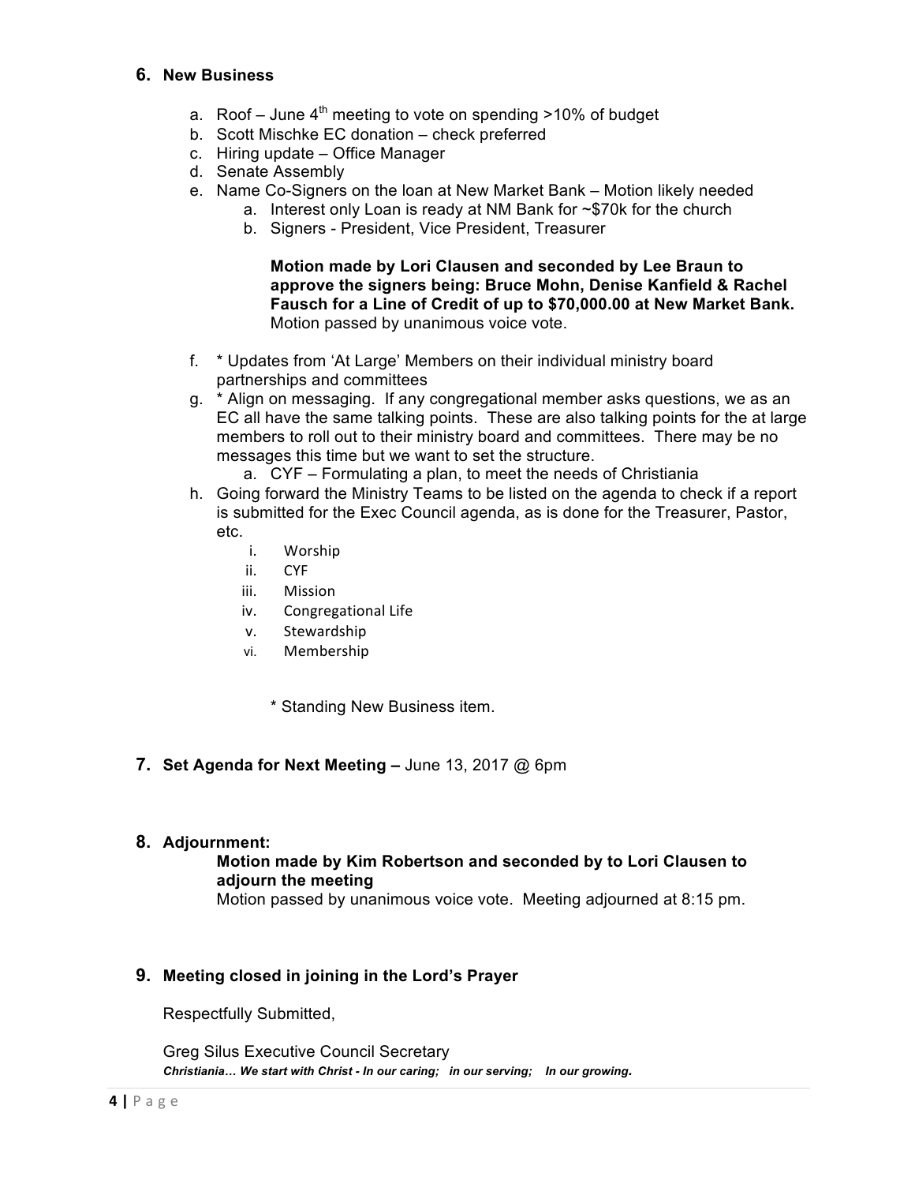## 6. New Business

a. Roof – June 4th meeting to vote on spending >10% of budget
b. Scott Mischke EC donation – check preferred
c. Hiring update – Office Manager
d. Senate Assembly
e. Name Co-Signers on the loan at New Market Bank – Motion likely needed
   a. Interest only Loan is ready at NM Bank for ~$70k for the church
   b. Signers - President, Vice President, Treasurer

   **Motion made by Lori Clausen and seconded by Lee Braun to approve the signers being: Bruce Mohn, Denise Kanfield & Rachel Fausch for a Line of Credit of up to $70,000.00 at New Market Bank.** Motion passed by unanimous voice vote.

f. * Updates from 'At Large' Members on their individual ministry board partnerships and committees
g. * Align on messaging. If any congregational member asks questions, we as an EC all have the same talking points. These are also talking points for the at large members to roll out to their ministry board and committees. There may be no messages this time but we want to set the structure.
   a. CYF – Formulating a plan, to meet the needs of Christiania
h. Going forward the Ministry Teams to be listed on the agenda to check if a report is submitted for the Exec Council agenda, as is done for the Treasurer, Pastor, etc.
   i. Worship
   ii. CYF
   iii. Mission
   iv. Congregational Life
   v. Stewardship
   vi. Membership

   * Standing New Business item.

## 7. Set Agenda for Next Meeting – June 13, 2017 @ 6pm

## 8. Adjournment:

**Motion made by Kim Robertson and seconded by to Lori Clausen to adjourn the meeting**
Motion passed by unanimous voice vote. Meeting adjourned at 8:15 pm.

## 9. Meeting closed in joining in the Lord's Prayer

Respectfully Submitted,

Greg Silus Executive Council Secretary

***Christiania… We start with Christ - In our caring; in our serving; In our growing.***